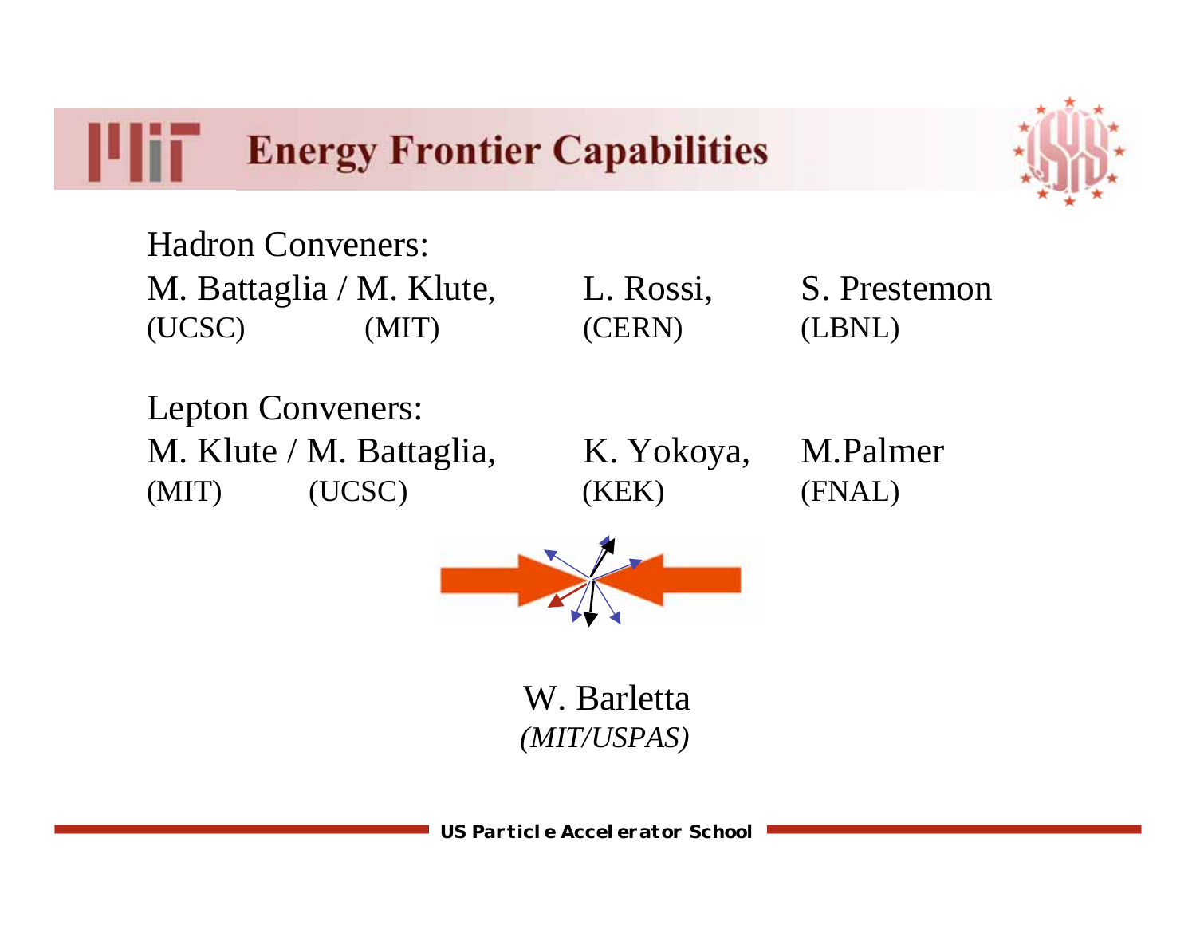# Energy Frontier Capabilities

Hadron Conveners:

M. Battaglia / M. Klute, L. Rossi, S. Prestemon
(UCSC) (MIT) (CERN) (LBNL)

Lepton Conveners:

M. Klute / M. Battaglia, K. Yokoya, M.Palmer
(MIT) (UCSC) (KEK) (FNAL)

W. Barletta
*(MIT/USPAS)*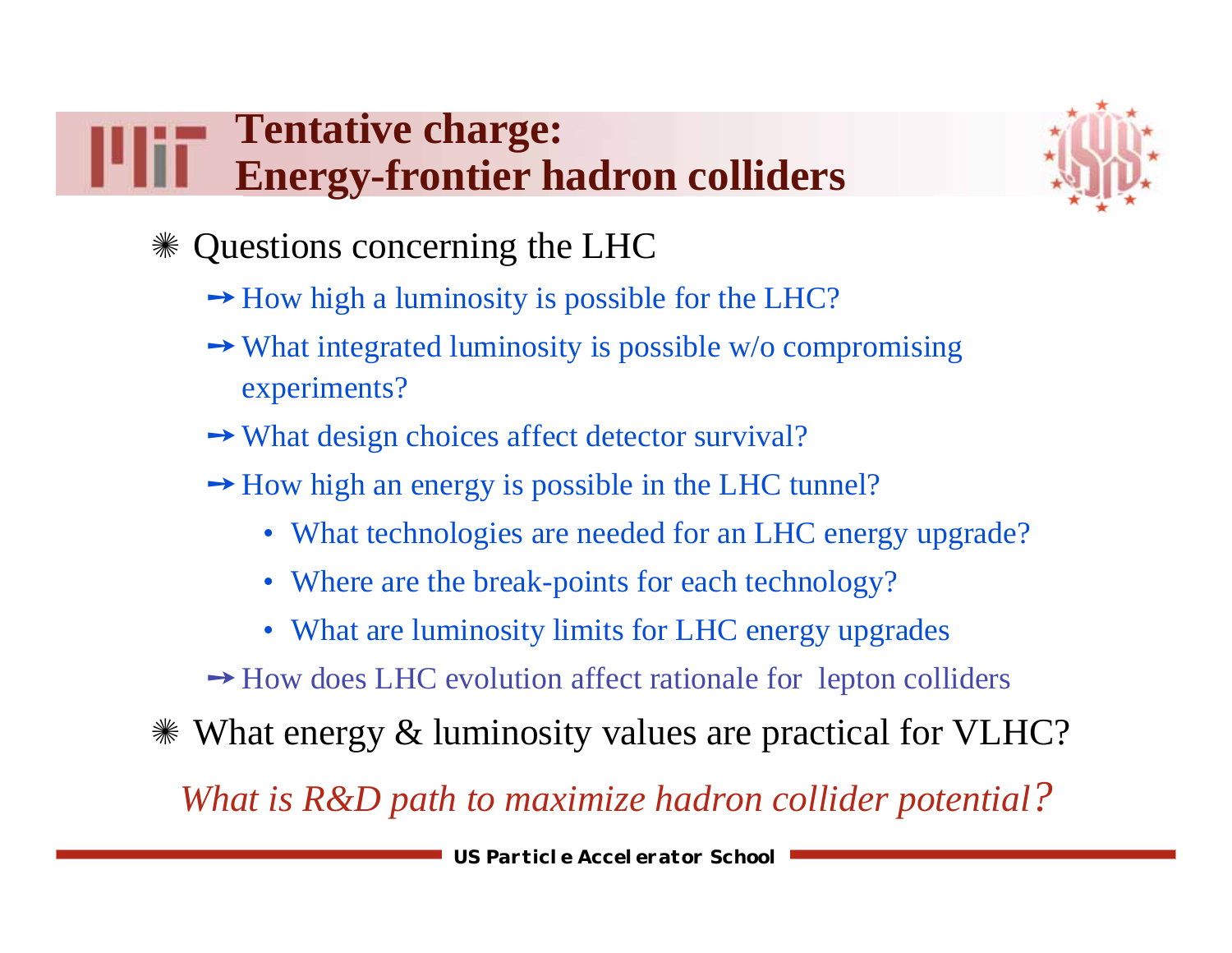# Tentative charge: Energy-frontier hadron colliders

- Questions concerning the LHC
  - How high a luminosity is possible for the LHC?
  - What integrated luminosity is possible w/o compromising experiments?
  - What design choices affect detector survival?
  - How high an energy is possible in the LHC tunnel?
    - What technologies are needed for an LHC energy upgrade?
    - Where are the break-points for each technology?
    - What are luminosity limits for LHC energy upgrades
  - How does LHC evolution affect rationale for lepton colliders
- What energy & luminosity values are practical for VLHC?

*What is R&D path to maximize hadron collider potential?*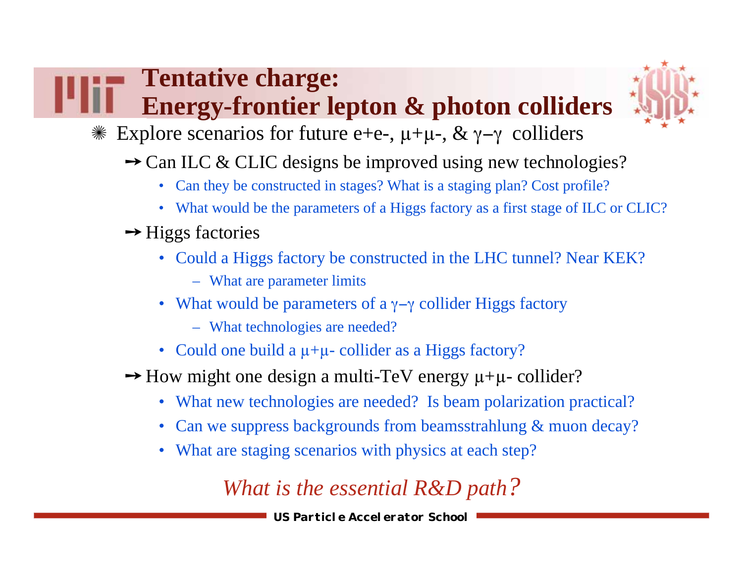# Tentative charge: Energy-frontier lepton & photon colliders

- Explore scenarios for future e+e-, $\mu^+\mu^-$, & $\gamma-\gamma$ colliders
  - Can ILC & CLIC designs be improved using new technologies?
    - Can they be constructed in stages? What is a staging plan? Cost profile?
    - What would be the parameters of a Higgs factory as a first stage of ILC or CLIC?
  - Higgs factories
    - Could a Higgs factory be constructed in the LHC tunnel? Near KEK?
      - What are parameter limits
    - What would be parameters of a $\gamma-\gamma$ collider Higgs factory
      - What technologies are needed?
    - Could one build a $\mu^+\mu^-$ collider as a Higgs factory?
  - How might one design a multi-TeV energy $\mu^+\mu^-$ collider?
    - What new technologies are needed? Is beam polarization practical?
    - Can we suppress backgrounds from beamsstrahlung & muon decay?
    - What are staging scenarios with physics at each step?

*What is the essential R&D path?*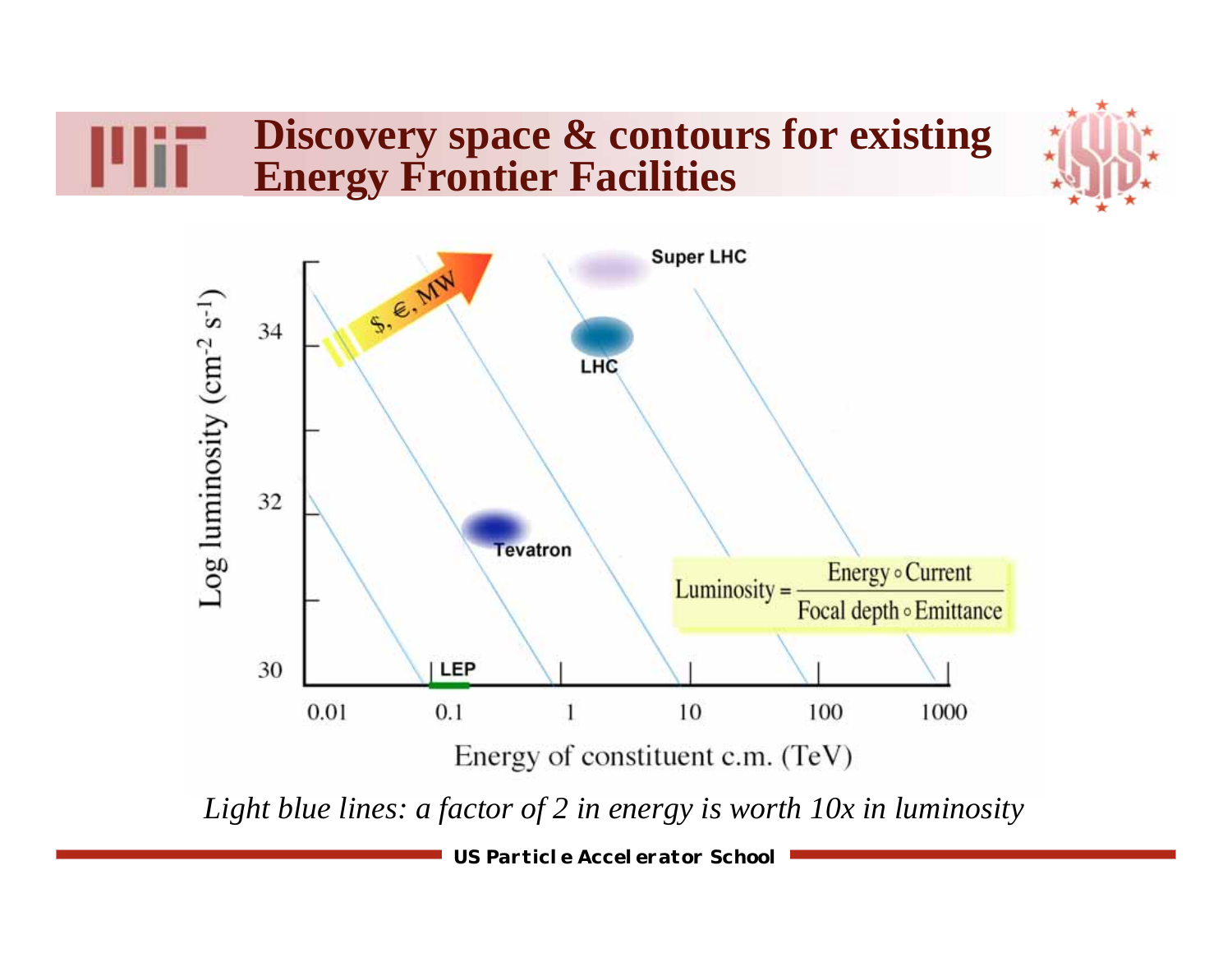# Discovery space & contours for existing Energy Frontier Facilities

Super LHC

$, €, MW

LHC

Tevatron

LEP

$$\text{Luminosity} = \frac{\text{Energy} \circ \text{Current}}{\text{Focal depth} \circ \text{Emittance}}$$

Log luminosity ($cm^{-2}\ s^{-1}$): 30, 32, 34

Energy of constituent c.m. (TeV): 0.01, 0.1, 1, 10, 100, 1000

*Light blue lines: a factor of 2 in energy is worth 10x in luminosity*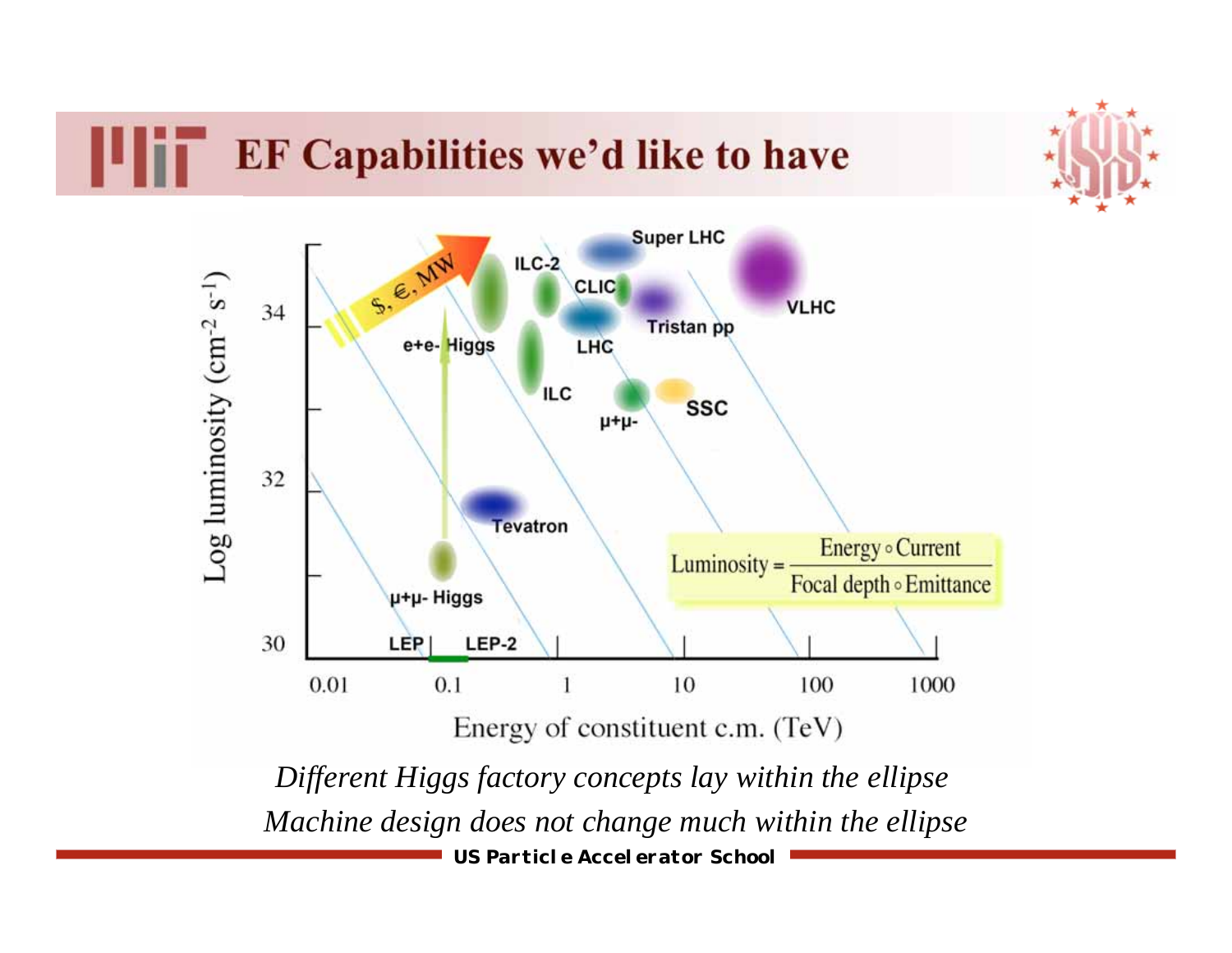# EF Capabilities we'd like to have

$$\text{Luminosity} = \frac{\text{Energy} \circ \text{Current}}{\text{Focal depth} \circ \text{Emittance}}$$

*Different Higgs factory concepts lay within the ellipse*

*Machine design does not change much within the ellipse*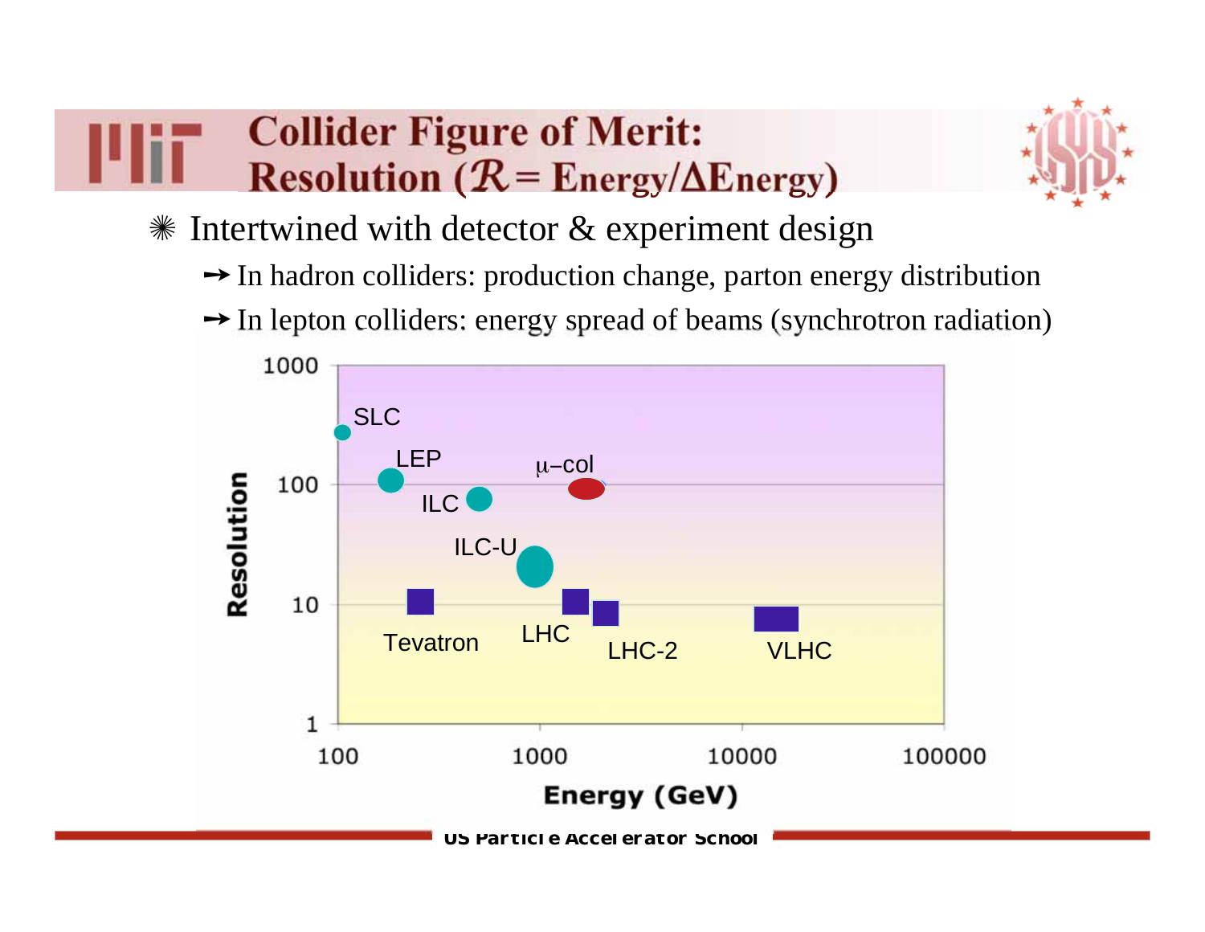# Collider Figure of Merit: Resolution ($\mathcal{R}$ = Energy/ΔEnergy)

- Intertwined with detector & experiment design
  - → In hadron colliders: production change, parton energy distribution
  - → In lepton colliders: energy spread of beams (synchrotron radiation)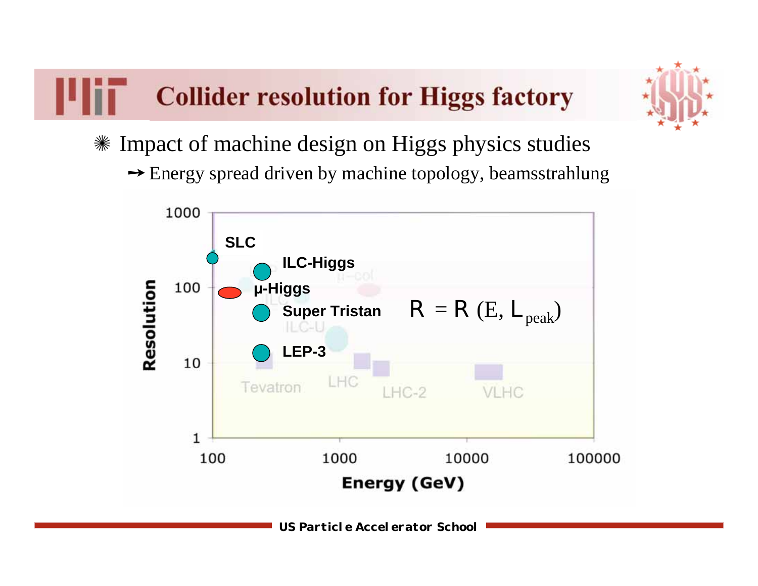# Collider resolution for Higgs factory

- Impact of machine design on Higgs physics studies
  - → Energy spread driven by machine topology, beamsstrahlung

$$R = R\,(E, L_{peak})$$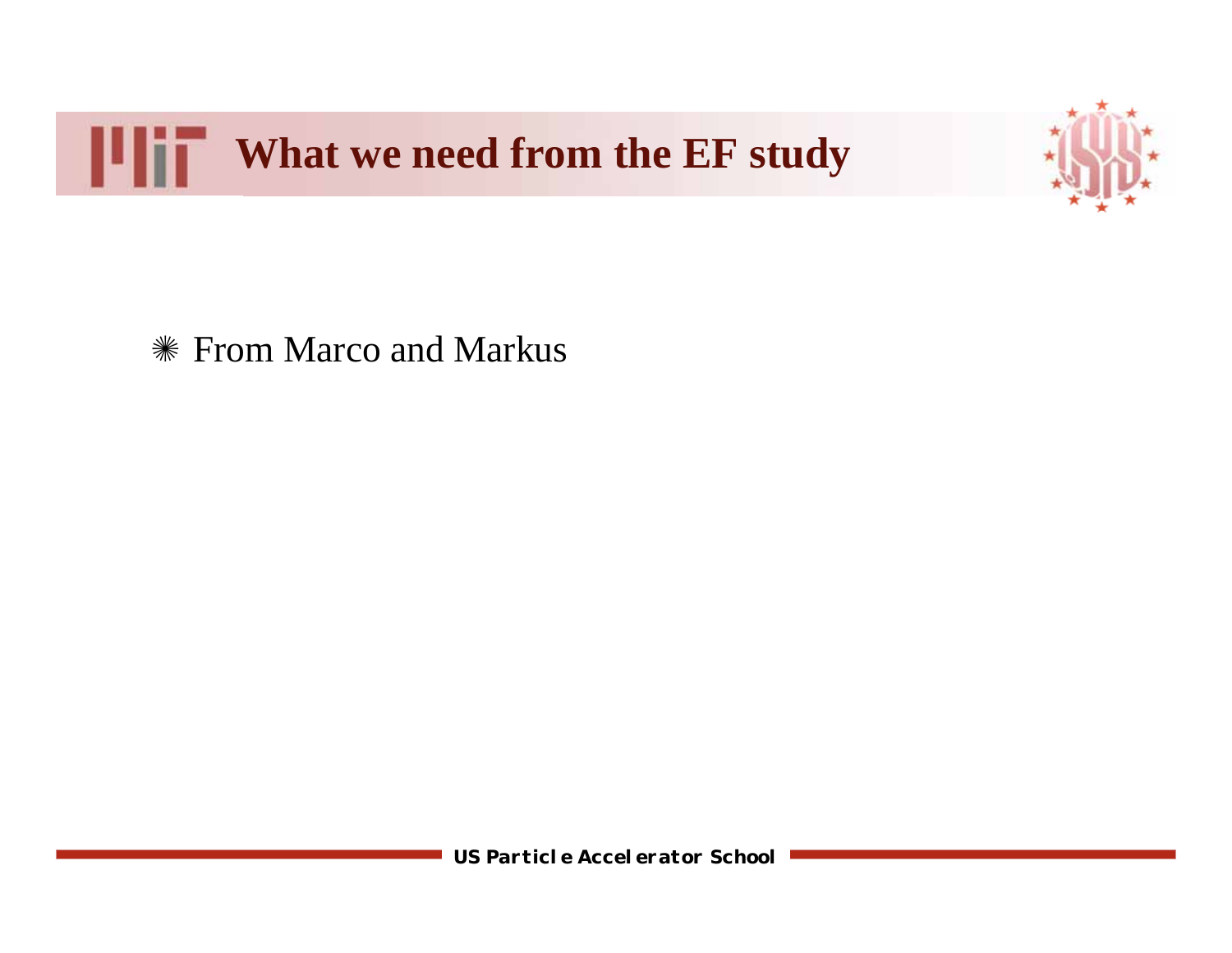# What we need from the EF study

- From Marco and Markus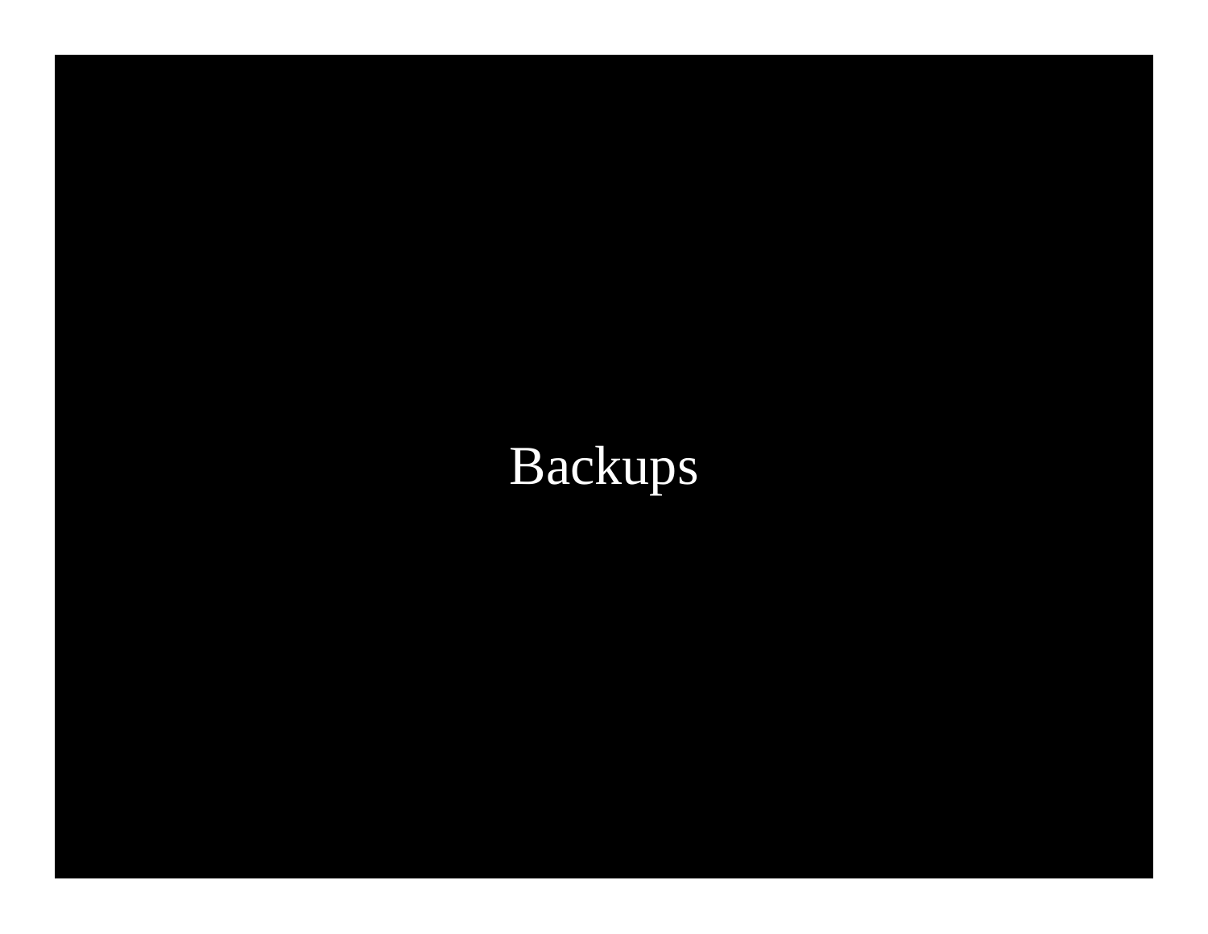# Backups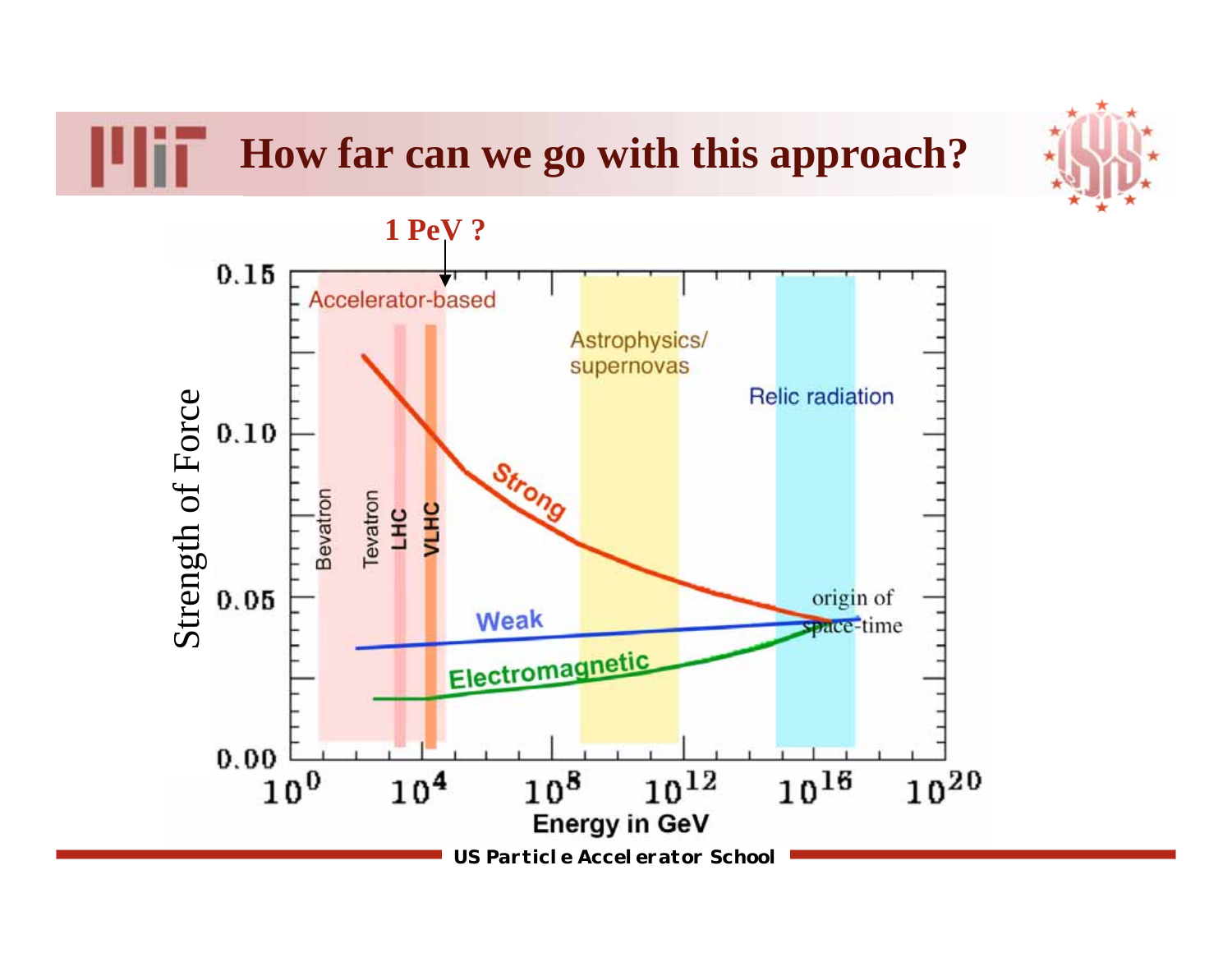# How far can we go with this approach?

1 PeV ?

| Strength of Force | Energy in GeV |
|---|---|
| 0.00 – 0.15 | $10^{0}$ – $10^{20}$ |

Accelerator-based: Bevatron, Tevatron, LHC, VLHC

Astrophysics/ supernovas

Relic radiation

Strong

Weak

Electromagnetic

origin of space-time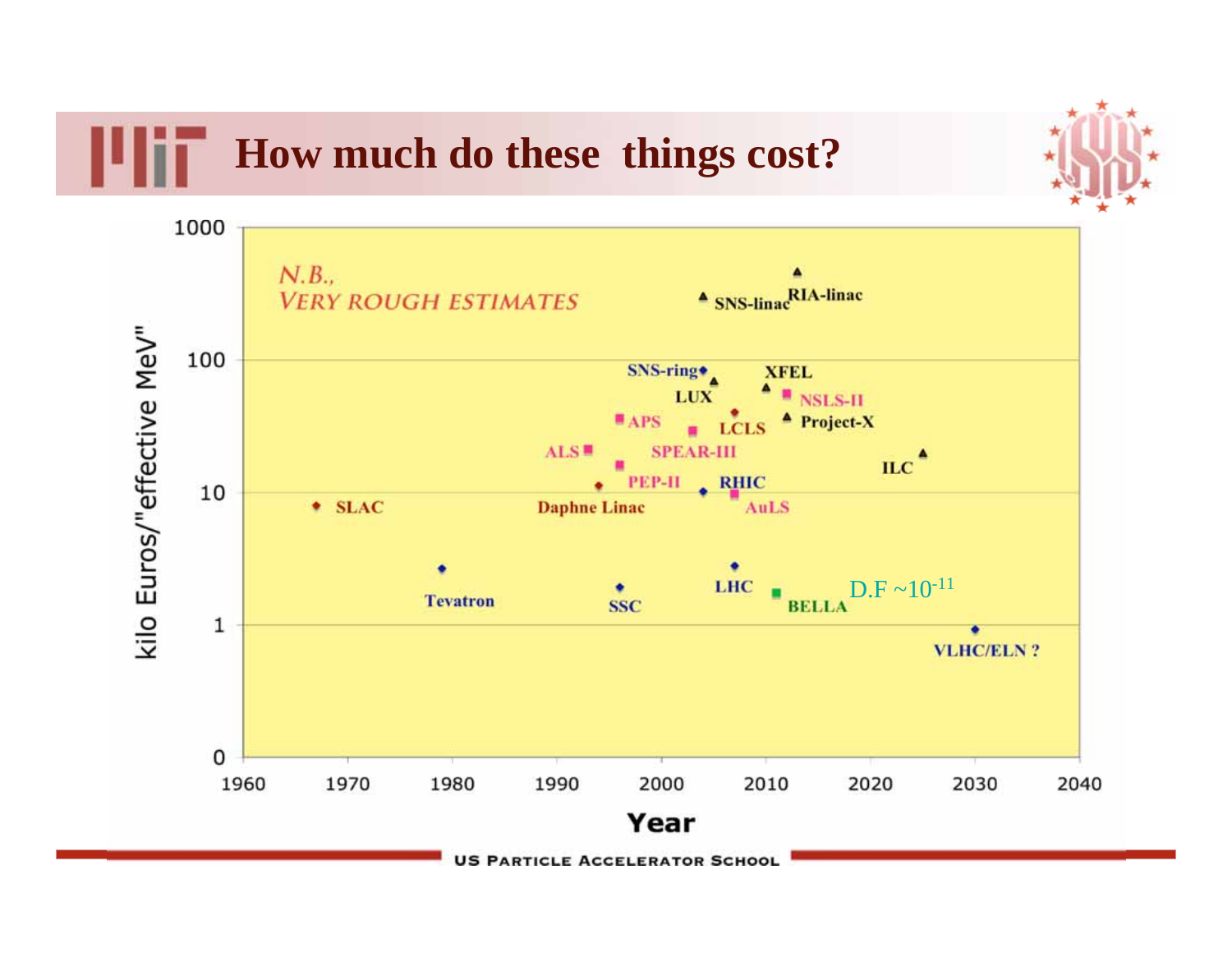# How much do these things cost?

*N.B., VERY ROUGH ESTIMATES*

kilo Euros/"effective MeV"

1000
100
10
1
0

1960 1970 1980 1990 2000 2010 2020 2030 2040

Year

SNS-linac
RIA-linac
SNS-ring
LUX
XFEL
NSLS-II
APS
LCLS
Project-X
ALS
SPEAR-III
ILC
PEP-II
RHIC
SLAC
Daphne Linac
AuLS
Tevatron
SSC
LHC
BELLA
D.F ~$10^{-11}$
VLHC/ELN ?